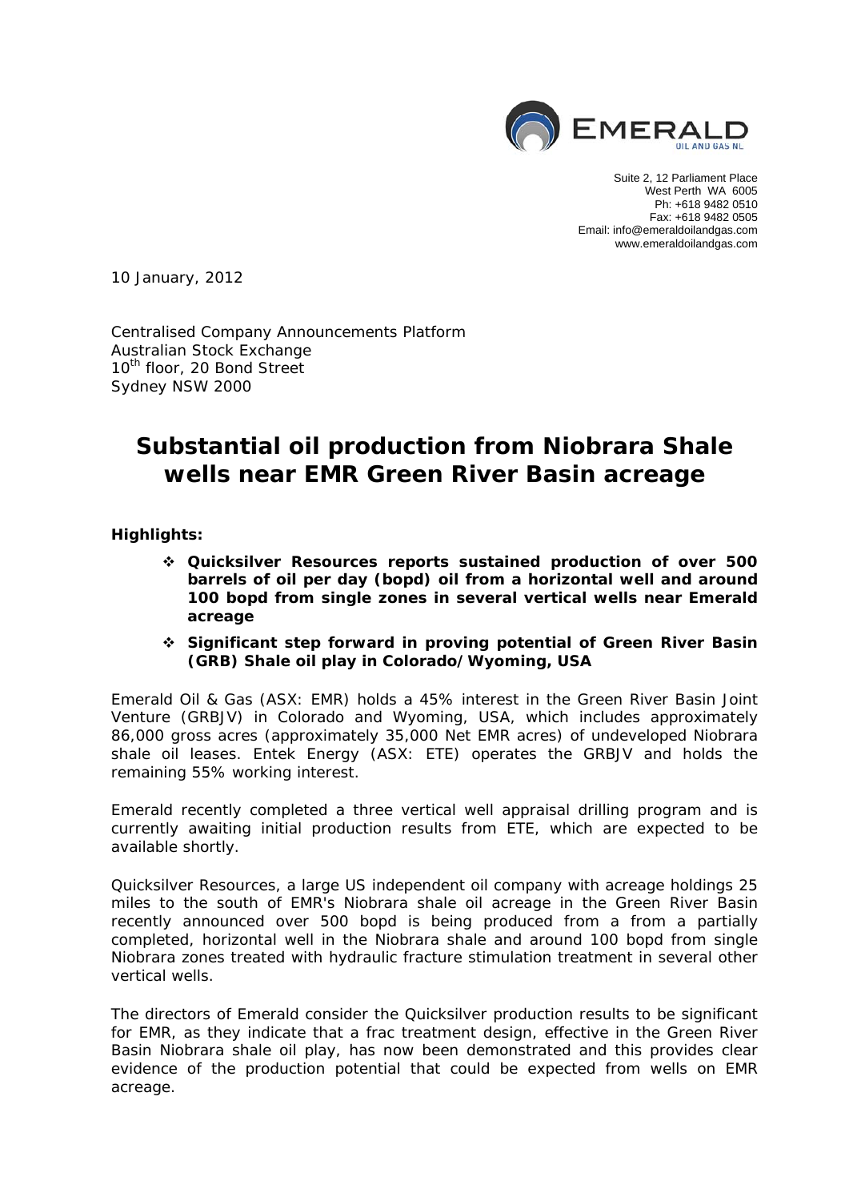Suite 2, 12 Parliament Place
West Perth WA 6005
Ph: +618 9482 0510
Fax: +618 9482 0505
Email: info@emeraldoilandgas.com
www.emeraldoilandgas.com

10 January, 2012

Centralised Company Announcements Platform
Australian Stock Exchange
10th floor, 20 Bond Street
Sydney NSW 2000

# Substantial oil production from Niobrara Shale wells near EMR Green River Basin acreage

**Highlights:**

- **Quicksilver Resources reports sustained production of over 500 barrels of oil per day (bopd) oil from a horizontal well and around 100 bopd from single zones in several vertical wells near Emerald acreage**
- **Significant step forward in proving potential of Green River Basin (GRB) Shale oil play in Colorado/Wyoming, USA**

Emerald Oil & Gas (ASX: EMR) holds a 45% interest in the Green River Basin Joint Venture (GRBJV) in Colorado and Wyoming, USA, which includes approximately 86,000 gross acres (approximately 35,000 Net EMR acres) of undeveloped Niobrara shale oil leases. Entek Energy (ASX: ETE) operates the GRBJV and holds the remaining 55% working interest.

Emerald recently completed a three vertical well appraisal drilling program and is currently awaiting initial production results from ETE, which are expected to be available shortly.

Quicksilver Resources, a large US independent oil company with acreage holdings 25 miles to the south of EMR's Niobrara shale oil acreage in the Green River Basin recently announced over 500 bopd is being produced from a from a partially completed, horizontal well in the Niobrara shale and around 100 bopd from single Niobrara zones treated with hydraulic fracture stimulation treatment in several other vertical wells.

The directors of Emerald consider the Quicksilver production results to be significant for EMR, as they indicate that a frac treatment design, effective in the Green River Basin Niobrara shale oil play, has now been demonstrated and this provides clear evidence of the production potential that could be expected from wells on EMR acreage.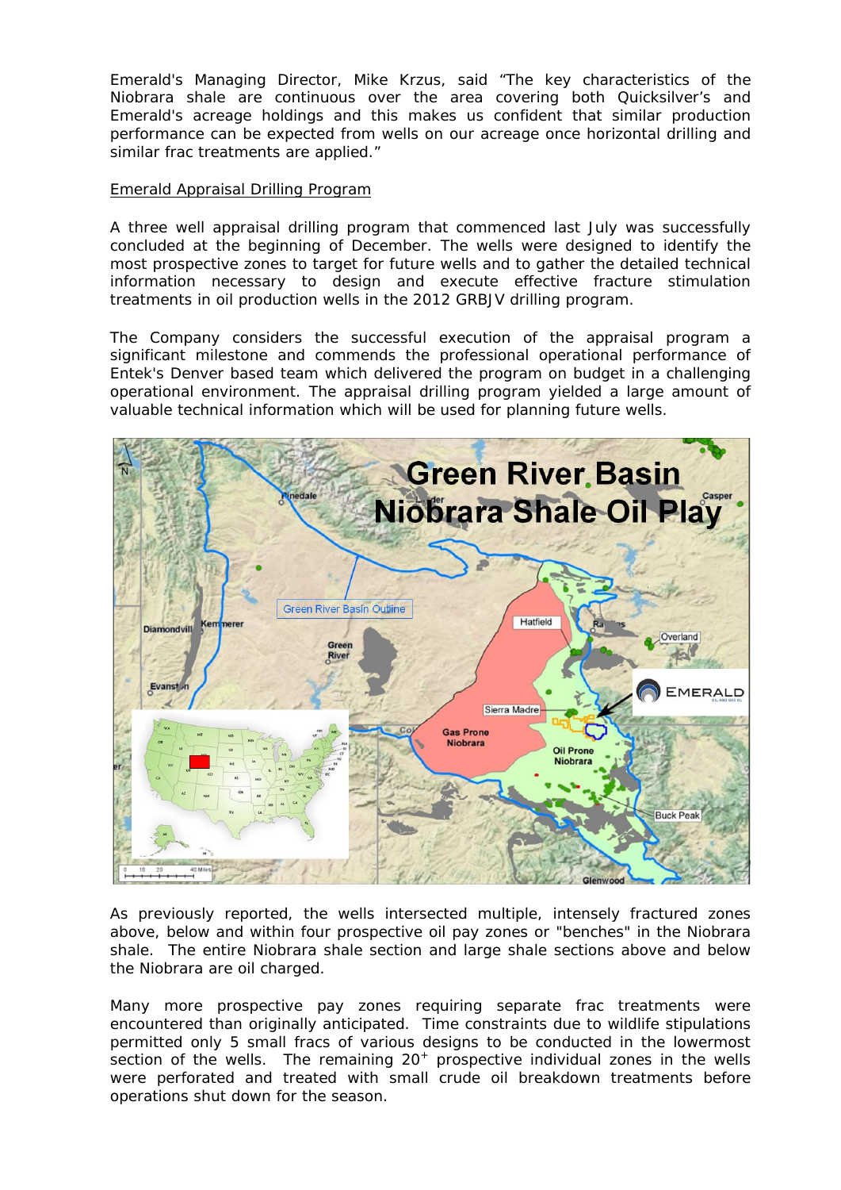Emerald's Managing Director, Mike Krzus, said "The key characteristics of the Niobrara shale are continuous over the area covering both Quicksilver's and Emerald's acreage holdings and this makes us confident that similar production performance can be expected from wells on our acreage once horizontal drilling and similar frac treatments are applied."

Emerald Appraisal Drilling Program

A three well appraisal drilling program that commenced last July was successfully concluded at the beginning of December. The wells were designed to identify the most prospective zones to target for future wells and to gather the detailed technical information necessary to design and execute effective fracture stimulation treatments in oil production wells in the 2012 GRBJV drilling program.

The Company considers the successful execution of the appraisal program a significant milestone and commends the professional operational performance of Entek's Denver based team which delivered the program on budget in a challenging operational environment. The appraisal drilling program yielded a large amount of valuable technical information which will be used for planning future wells.

As previously reported, the wells intersected multiple, intensely fractured zones above, below and within four prospective oil pay zones or "benches" in the Niobrara shale. The entire Niobrara shale section and large shale sections above and below the Niobrara are oil charged.

Many more prospective pay zones requiring separate frac treatments were encountered than originally anticipated. Time constraints due to wildlife stipulations permitted only 5 small fracs of various designs to be conducted in the lowermost section of the wells. The remaining $20^{+}$ prospective individual zones in the wells were perforated and treated with small crude oil breakdown treatments before operations shut down for the season.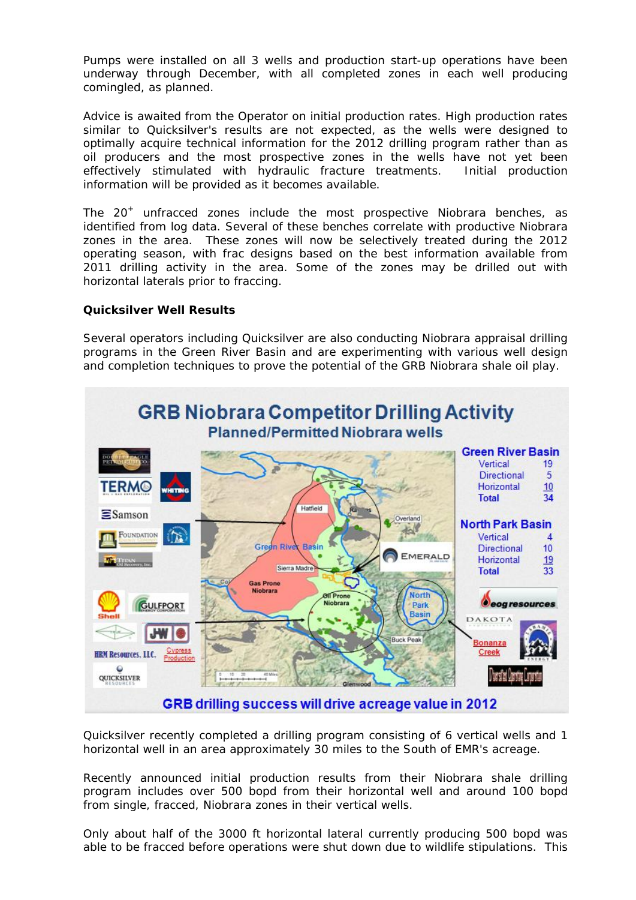Pumps were installed on all 3 wells and production start-up operations have been underway through December, with all completed zones in each well producing comingled, as planned.

Advice is awaited from the Operator on initial production rates. High production rates similar to Quicksilver's results are not expected, as the wells were designed to optimally acquire technical information for the 2012 drilling program rather than as oil producers and the most prospective zones in the wells have not yet been effectively stimulated with hydraulic fracture treatments. Initial production information will be provided as it becomes available.

The 20[+] unfracced zones include the most prospective Niobrara benches, as identified from log data. Several of these benches correlate with productive Niobrara zones in the area. These zones will now be selectively treated during the 2012 operating season, with frac designs based on the best information available from 2011 drilling activity in the area. Some of the zones may be drilled out with horizontal laterals prior to fraccing.

**Quicksilver Well Results**

Several operators including Quicksilver are also conducting Niobrara appraisal drilling programs in the Green River Basin and are experimenting with various well design and completion techniques to prove the potential of the GRB Niobrara shale oil play.

**GRB Niobrara Competitor Drilling Activity**

**Planned/Permitted Niobrara wells**

| Green River Basin | |
|---|---|
| Vertical | 19 |
| Directional | 5 |
| Horizontal | 10 |
| Total | 34 |

| North Park Basin | |
|---|---|
| Vertical | 4 |
| Directional | 10 |
| Horizontal | 19 |
| Total | 33 |

GRB drilling success will drive acreage value in 2012

Quicksilver recently completed a drilling program consisting of 6 vertical wells and 1 horizontal well in an area approximately 30 miles to the South of EMR's acreage.

Recently announced initial production results from their Niobrara shale drilling program includes over 500 bopd from their horizontal well and around 100 bopd from single, fracced, Niobrara zones in their vertical wells.

Only about half of the 3000 ft horizontal lateral currently producing 500 bopd was able to be fracced before operations were shut down due to wildlife stipulations. This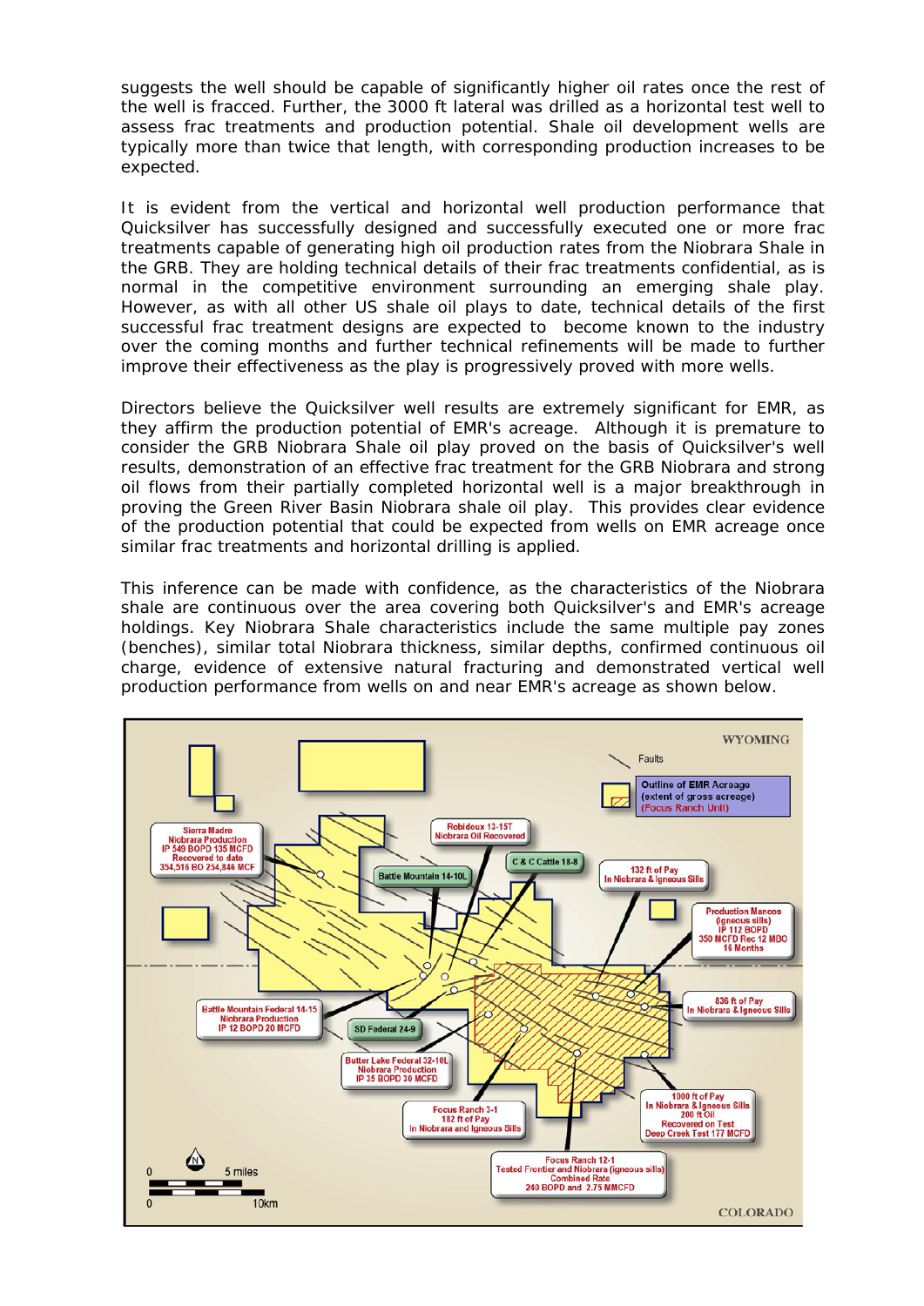suggests the well should be capable of significantly higher oil rates once the rest of the well is fracced. Further, the 3000 ft lateral was drilled as a horizontal test well to assess frac treatments and production potential. Shale oil development wells are typically more than twice that length, with corresponding production increases to be expected.

It is evident from the vertical and horizontal well production performance that Quicksilver has successfully designed and successfully executed one or more frac treatments capable of generating high oil production rates from the Niobrara Shale in the GRB. They are holding technical details of their frac treatments confidential, as is normal in the competitive environment surrounding an emerging shale play. However, as with all other US shale oil plays to date, technical details of the first successful frac treatment designs are expected to become known to the industry over the coming months and further technical refinements will be made to further improve their effectiveness as the play is progressively proved with more wells.

Directors believe the Quicksilver well results are extremely significant for EMR, as they affirm the production potential of EMR's acreage. Although it is premature to consider the GRB Niobrara Shale oil play proved on the basis of Quicksilver's well results, demonstration of an effective frac treatment for the GRB Niobrara and strong oil flows from their partially completed horizontal well is a major breakthrough in proving the Green River Basin Niobrara shale oil play. This provides clear evidence of the production potential that could be expected from wells on EMR acreage once similar frac treatments and horizontal drilling is applied.

This inference can be made with confidence, as the characteristics of the Niobrara shale are continuous over the area covering both Quicksilver's and EMR's acreage holdings. Key Niobrara Shale characteristics include the same multiple pay zones (benches), similar total Niobrara thickness, similar depths, confirmed continuous oil charge, evidence of extensive natural fracturing and demonstrated vertical well production performance from wells on and near EMR's acreage as shown below.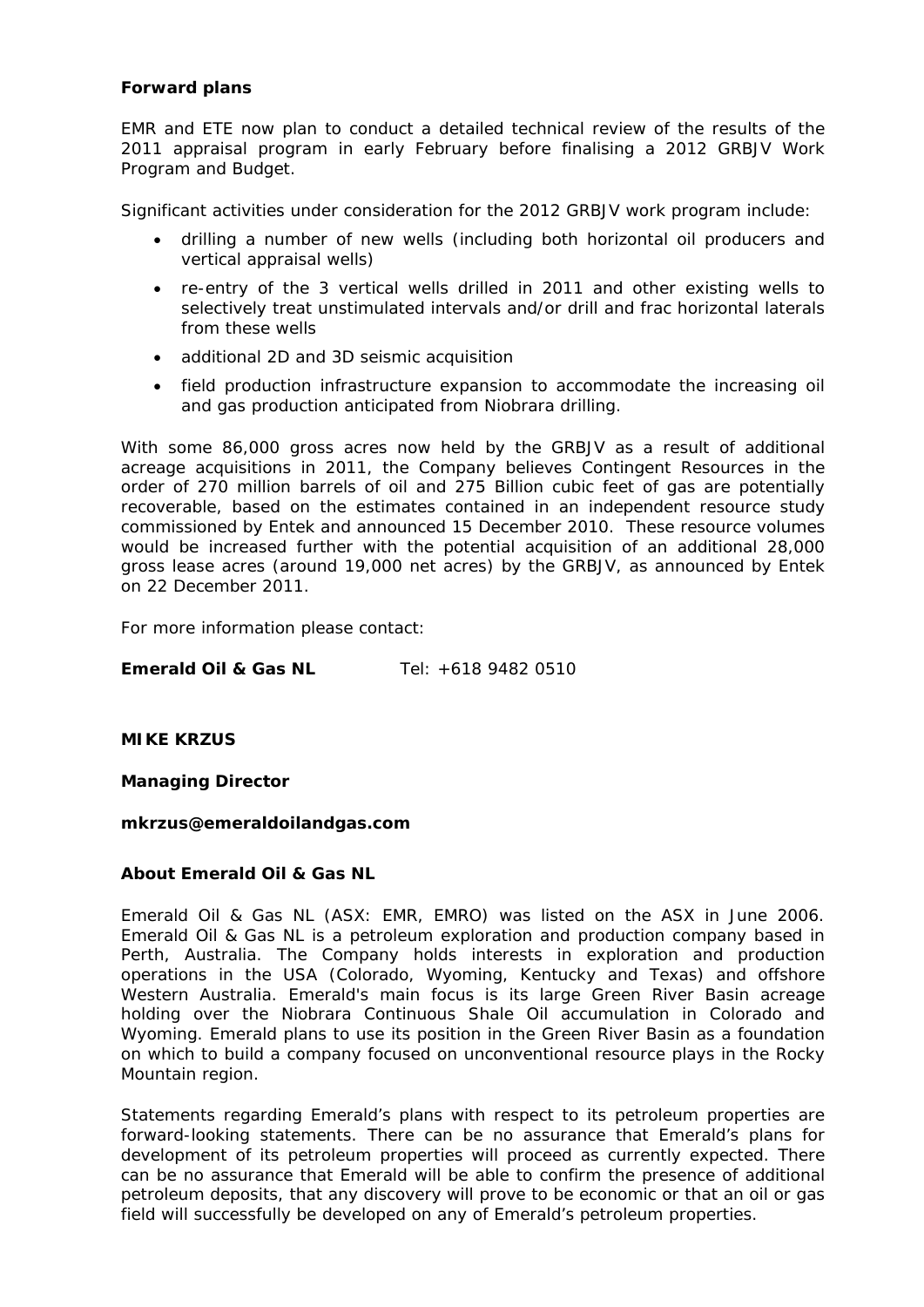**Forward plans**

EMR and ETE now plan to conduct a detailed technical review of the results of the 2011 appraisal program in early February before finalising a 2012 GRBJV Work Program and Budget.

Significant activities under consideration for the 2012 GRBJV work program include:

- drilling a number of new wells (including both horizontal oil producers and vertical appraisal wells)
- re-entry of the 3 vertical wells drilled in 2011 and other existing wells to selectively treat unstimulated intervals and/or drill and frac horizontal laterals from these wells
- additional 2D and 3D seismic acquisition
- field production infrastructure expansion to accommodate the increasing oil and gas production anticipated from Niobrara drilling.

With some 86,000 gross acres now held by the GRBJV as a result of additional acreage acquisitions in 2011, the Company believes Contingent Resources in the order of 270 million barrels of oil and 275 Billion cubic feet of gas are potentially recoverable, based on the estimates contained in an independent resource study commissioned by Entek and announced 15 December 2010. These resource volumes would be increased further with the potential acquisition of an additional 28,000 gross lease acres (around 19,000 net acres) by the GRBJV, as announced by Entek on 22 December 2011.

For more information please contact:

**Emerald Oil & Gas NL** Tel: +618 9482 0510

**MIKE KRZUS**

**Managing Director**

**mkrzus@emeraldoilandgas.com**

**About Emerald Oil & Gas NL**

Emerald Oil & Gas NL (ASX: EMR, EMRO) was listed on the ASX in June 2006. Emerald Oil & Gas NL is a petroleum exploration and production company based in Perth, Australia. The Company holds interests in exploration and production operations in the USA (Colorado, Wyoming, Kentucky and Texas) and offshore Western Australia. Emerald's main focus is its large Green River Basin acreage holding over the Niobrara Continuous Shale Oil accumulation in Colorado and Wyoming. Emerald plans to use its position in the Green River Basin as a foundation on which to build a company focused on unconventional resource plays in the Rocky Mountain region.

Statements regarding Emerald's plans with respect to its petroleum properties are forward-looking statements. There can be no assurance that Emerald's plans for development of its petroleum properties will proceed as currently expected. There can be no assurance that Emerald will be able to confirm the presence of additional petroleum deposits, that any discovery will prove to be economic or that an oil or gas field will successfully be developed on any of Emerald's petroleum properties.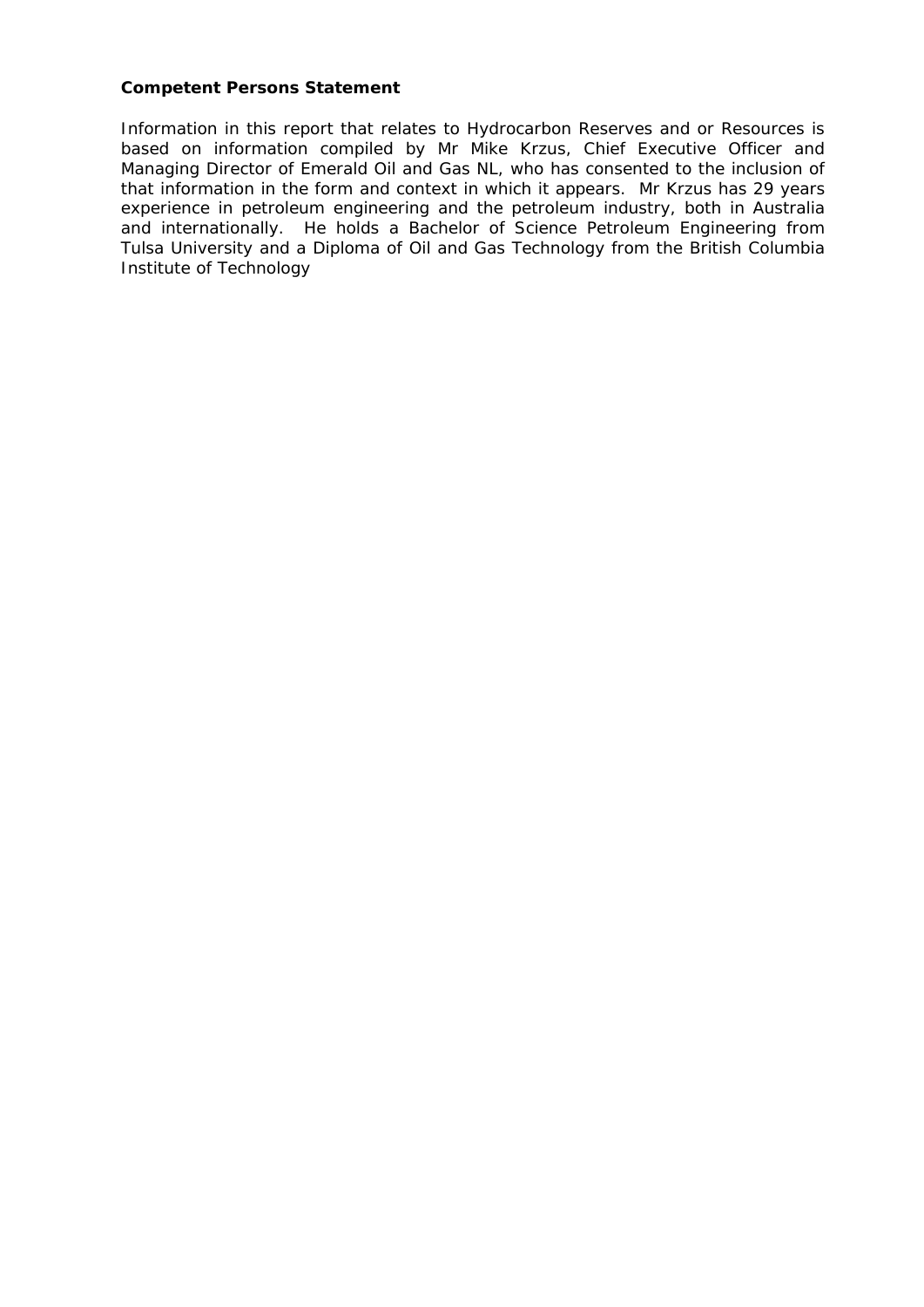**Competent Persons Statement**

Information in this report that relates to Hydrocarbon Reserves and or Resources is based on information compiled by Mr Mike Krzus, Chief Executive Officer and Managing Director of Emerald Oil and Gas NL, who has consented to the inclusion of that information in the form and context in which it appears. Mr Krzus has 29 years experience in petroleum engineering and the petroleum industry, both in Australia and internationally. He holds a Bachelor of Science Petroleum Engineering from Tulsa University and a Diploma of Oil and Gas Technology from the British Columbia Institute of Technology